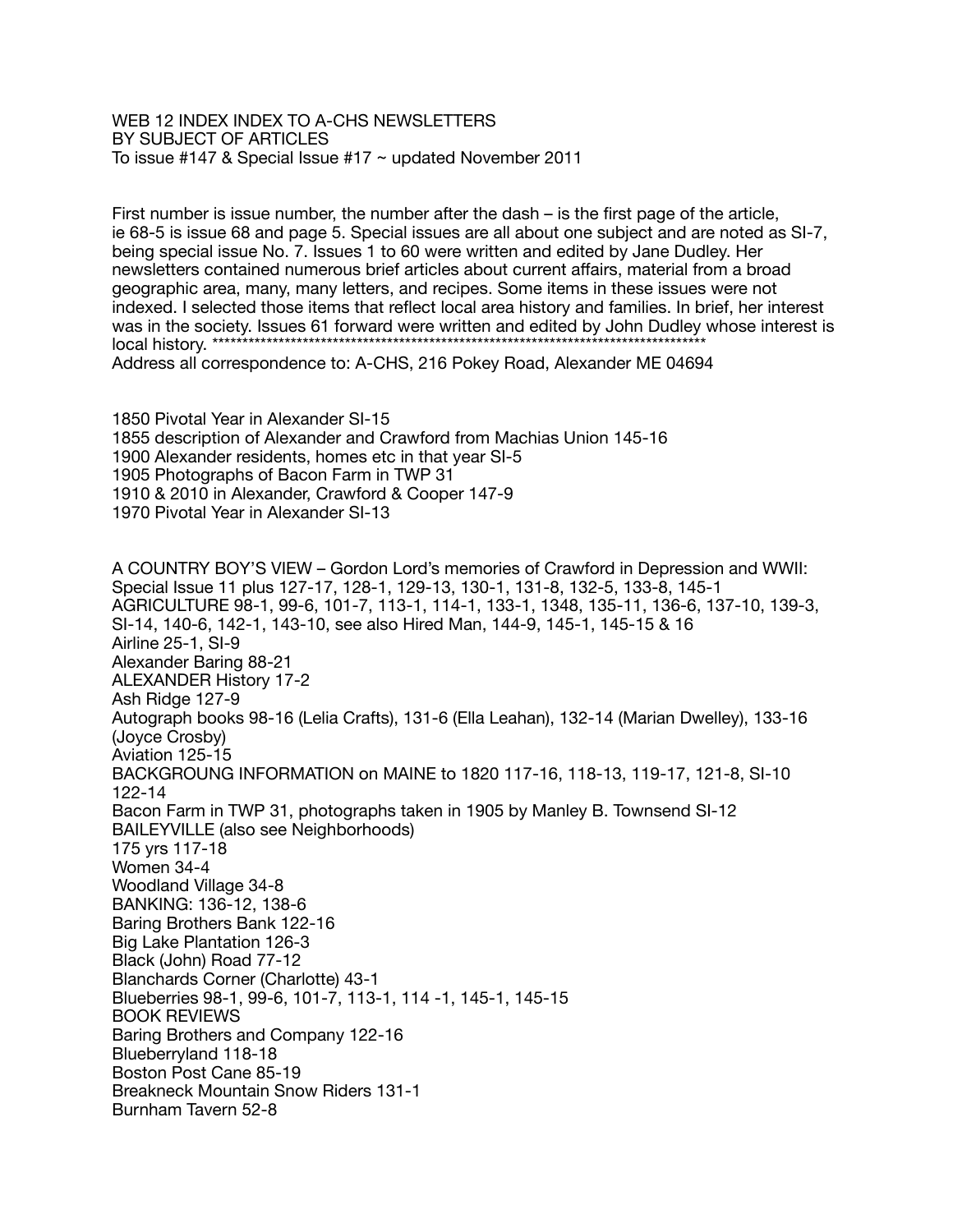WEB 12 INDEX INDEX TO A-CHS NEWSLETTERS
BY SUBJECT OF ARTICLES
To issue #147 & Special Issue #17 ~ updated November 2011

First number is issue number, the number after the dash – is the first page of the article, ie 68-5 is issue 68 and page 5. Special issues are all about one subject and are noted as SI-7, being special issue No. 7. Issues 1 to 60 were written and edited by Jane Dudley. Her newsletters contained numerous brief articles about current affairs, material from a broad geographic area, many, many letters, and recipes. Some items in these issues were not indexed. I selected those items that reflect local area history and families. In brief, her interest was in the society. Issues 61 forward were written and edited by John Dudley whose interest is local history. ************************************************************************************
Address all correspondence to: A-CHS, 216 Pokey Road, Alexander ME 04694

1850 Pivotal Year in Alexander SI-15
1855 description of Alexander and Crawford from Machias Union 145-16
1900 Alexander residents, homes etc in that year SI-5
1905 Photographs of Bacon Farm in TWP 31
1910 & 2010 in Alexander, Crawford & Cooper 147-9
1970 Pivotal Year in Alexander SI-13

A COUNTRY BOY'S VIEW – Gordon Lord's memories of Crawford in Depression and WWII: Special Issue 11 plus 127-17, 128-1, 129-13, 130-1, 131-8, 132-5, 133-8, 145-1
AGRICULTURE 98-1, 99-6, 101-7, 113-1, 114-1, 133-1, 1348, 135-11, 136-6, 137-10, 139-3, SI-14, 140-6, 142-1, 143-10, see also Hired Man, 144-9, 145-1, 145-15 & 16
Airline 25-1, SI-9
Alexander Baring 88-21
ALEXANDER History 17-2
Ash Ridge 127-9
Autograph books 98-16 (Lelia Crafts), 131-6 (Ella Leahan), 132-14 (Marian Dwelley), 133-16 (Joyce Crosby)
Aviation 125-15
BACKGROUNG INFORMATION on MAINE to 1820 117-16, 118-13, 119-17, 121-8, SI-10 122-14
Bacon Farm in TWP 31, photographs taken in 1905 by Manley B. Townsend SI-12
BAILEYVILLE (also see Neighborhoods)
175 yrs 117-18
Women 34-4
Woodland Village 34-8
BANKING: 136-12, 138-6
Baring Brothers Bank 122-16
Big Lake Plantation 126-3
Black (John) Road 77-12
Blanchards Corner (Charlotte) 43-1
Blueberries 98-1, 99-6, 101-7, 113-1, 114 -1, 145-1, 145-15
BOOK REVIEWS
Baring Brothers and Company 122-16
Blueberryland 118-18
Boston Post Cane 85-19
Breakneck Mountain Snow Riders 131-1
Burnham Tavern 52-8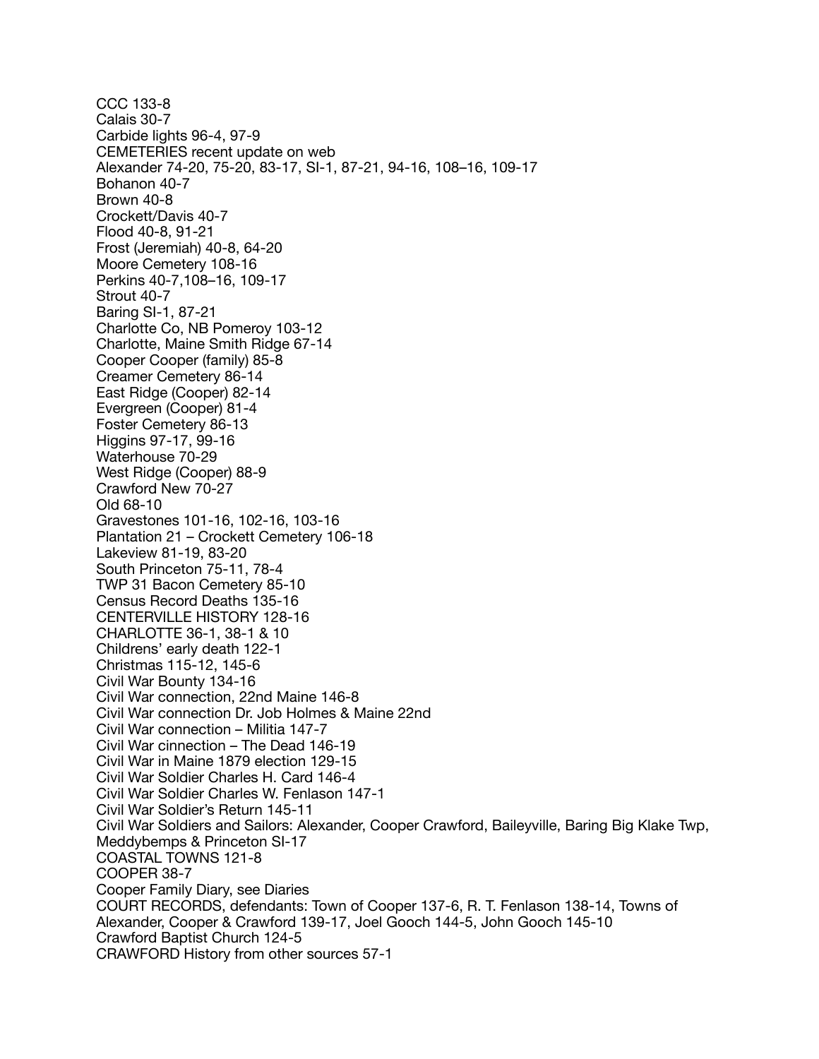CCC 133-8
Calais 30-7
Carbide lights 96-4, 97-9
CEMETERIES recent update on web
Alexander 74-20, 75-20, 83-17, SI-1, 87-21, 94-16, 108–16, 109-17
Bohanon 40-7
Brown 40-8
Crockett/Davis 40-7
Flood 40-8, 91-21
Frost (Jeremiah) 40-8, 64-20
Moore Cemetery 108-16
Perkins 40-7,108–16, 109-17
Strout 40-7
Baring SI-1, 87-21
Charlotte Co, NB Pomeroy 103-12
Charlotte, Maine Smith Ridge 67-14
Cooper Cooper (family) 85-8
Creamer Cemetery 86-14
East Ridge (Cooper) 82-14
Evergreen (Cooper) 81-4
Foster Cemetery 86-13
Higgins 97-17, 99-16
Waterhouse 70-29
West Ridge (Cooper) 88-9
Crawford New 70-27
Old 68-10
Gravestones 101-16, 102-16, 103-16
Plantation 21 – Crockett Cemetery 106-18
Lakeview 81-19, 83-20
South Princeton 75-11, 78-4
TWP 31 Bacon Cemetery 85-10
Census Record Deaths 135-16
CENTERVILLE HISTORY 128-16
CHARLOTTE 36-1, 38-1 & 10
Childrens' early death 122-1
Christmas 115-12, 145-6
Civil War Bounty 134-16
Civil War connection, 22nd Maine 146-8
Civil War connection Dr. Job Holmes & Maine 22nd
Civil War connection – Militia 147-7
Civil War cinnection – The Dead 146-19
Civil War in Maine 1879 election 129-15
Civil War Soldier Charles H. Card 146-4
Civil War Soldier Charles W. Fenlason 147-1
Civil War Soldier's Return 145-11
Civil War Soldiers and Sailors: Alexander, Cooper Crawford, Baileyville, Baring Big Klake Twp, Meddybemps & Princeton SI-17
COASTAL TOWNS 121-8
COOPER 38-7
Cooper Family Diary, see Diaries
COURT RECORDS, defendants: Town of Cooper 137-6, R. T. Fenlason 138-14, Towns of Alexander, Cooper & Crawford 139-17, Joel Gooch 144-5, John Gooch 145-10
Crawford Baptist Church 124-5
CRAWFORD History from other sources 57-1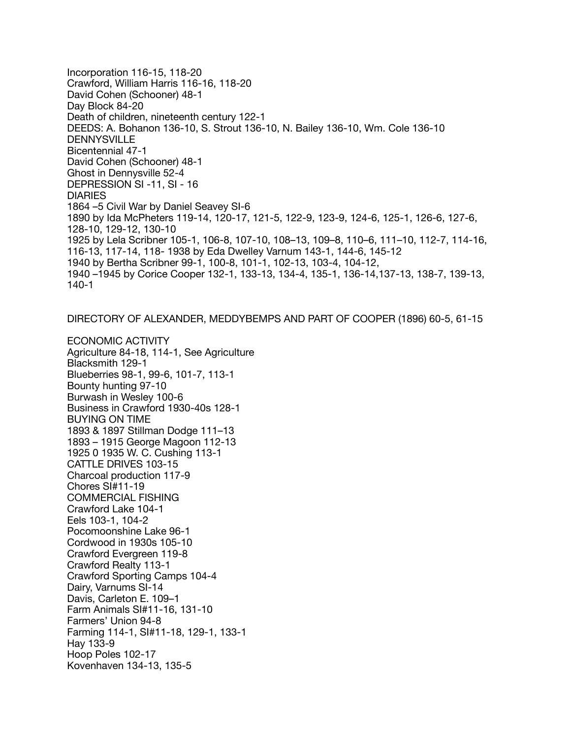Incorporation 116-15, 118-20
Crawford, William Harris 116-16, 118-20
David Cohen (Schooner) 48-1
Day Block 84-20
Death of children, nineteenth century 122-1
DEEDS: A. Bohanon 136-10, S. Strout 136-10, N. Bailey 136-10, Wm. Cole 136-10
DENNYSVILLE
Bicentennial 47-1
David Cohen (Schooner) 48-1
Ghost in Dennysville 52-4
DEPRESSION SI -11, SI - 16
DIARIES
1864 –5 Civil War by Daniel Seavey SI-6
1890 by Ida McPheters 119-14, 120-17, 121-5, 122-9, 123-9, 124-6, 125-1, 126-6, 127-6, 128-10, 129-12, 130-10
1925 by Lela Scribner 105-1, 106-8, 107-10, 108–13, 109–8, 110–6, 111–10, 112-7, 114-16, 116-13, 117-14, 118- 1938 by Eda Dwelley Varnum 143-1, 144-6, 145-12
1940 by Bertha Scribner 99-1, 100-8, 101-1, 102-13, 103-4, 104-12,
1940 –1945 by Corice Cooper 132-1, 133-13, 134-4, 135-1, 136-14,137-13, 138-7, 139-13, 140-1

DIRECTORY OF ALEXANDER, MEDDYBEMPS AND PART OF COOPER (1896) 60-5, 61-15

ECONOMIC ACTIVITY
Agriculture 84-18, 114-1, See Agriculture
Blacksmith 129-1
Blueberries 98-1, 99-6, 101-7, 113-1
Bounty hunting 97-10
Burwash in Wesley 100-6
Business in Crawford 1930-40s 128-1
BUYING ON TIME
1893 & 1897 Stillman Dodge 111–13
1893 – 1915 George Magoon 112-13
1925 0 1935 W. C. Cushing 113-1
CATTLE DRIVES 103-15
Charcoal production 117-9
Chores SI#11-19
COMMERCIAL FISHING
Crawford Lake 104-1
Eels 103-1, 104-2
Pocomoonshine Lake 96-1
Cordwood in 1930s 105-10
Crawford Evergreen 119-8
Crawford Realty 113-1
Crawford Sporting Camps 104-4
Dairy, Varnums SI-14
Davis, Carleton E. 109–1
Farm Animals SI#11-16, 131-10
Farmers' Union 94-8
Farming 114-1, SI#11-18, 129-1, 133-1
Hay 133-9
Hoop Poles 102-17
Kovenhaven 134-13, 135-5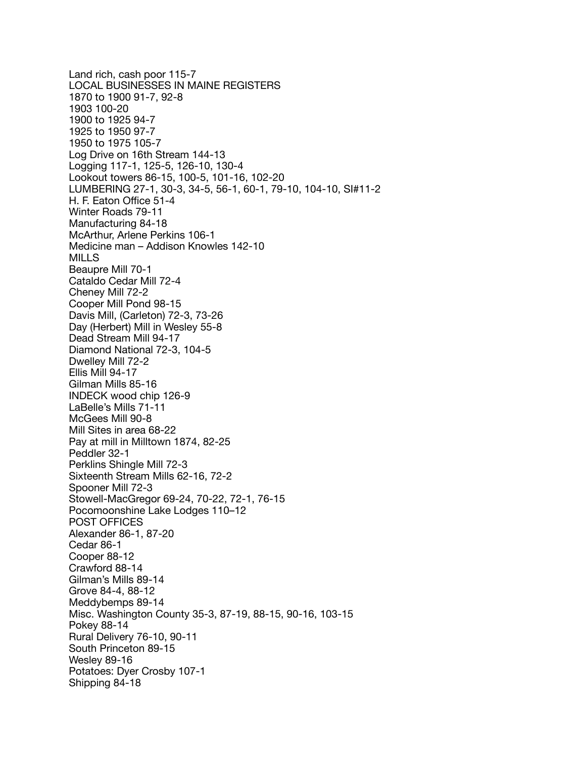Land rich, cash poor 115-7
LOCAL BUSINESSES IN MAINE REGISTERS
1870 to 1900 91-7, 92-8
1903 100-20
1900 to 1925 94-7
1925 to 1950 97-7
1950 to 1975 105-7
Log Drive on 16th Stream 144-13
Logging 117-1, 125-5, 126-10, 130-4
Lookout towers 86-15, 100-5, 101-16, 102-20
LUMBERING 27-1, 30-3, 34-5, 56-1, 60-1, 79-10, 104-10, SI#11-2
H. F. Eaton Office 51-4
Winter Roads 79-11
Manufacturing 84-18
McArthur, Arlene Perkins 106-1
Medicine man – Addison Knowles 142-10
MILLS
Beaupre Mill 70-1
Cataldo Cedar Mill 72-4
Cheney Mill 72-2
Cooper Mill Pond 98-15
Davis Mill, (Carleton) 72-3, 73-26
Day (Herbert) Mill in Wesley 55-8
Dead Stream Mill 94-17
Diamond National 72-3, 104-5
Dwelley Mill 72-2
Ellis Mill 94-17
Gilman Mills 85-16
INDECK wood chip 126-9
LaBelle's Mills 71-11
McGees Mill 90-8
Mill Sites in area 68-22
Pay at mill in Milltown 1874, 82-25
Peddler 32-1
Perklins Shingle Mill 72-3
Sixteenth Stream Mills 62-16, 72-2
Spooner Mill 72-3
Stowell-MacGregor 69-24, 70-22, 72-1, 76-15
Pocomoonshine Lake Lodges 110–12
POST OFFICES
Alexander 86-1, 87-20
Cedar 86-1
Cooper 88-12
Crawford 88-14
Gilman's Mills 89-14
Grove 84-4, 88-12
Meddybemps 89-14
Misc. Washington County 35-3, 87-19, 88-15, 90-16, 103-15
Pokey 88-14
Rural Delivery 76-10, 90-11
South Princeton 89-15
Wesley 89-16
Potatoes: Dyer Crosby 107-1
Shipping 84-18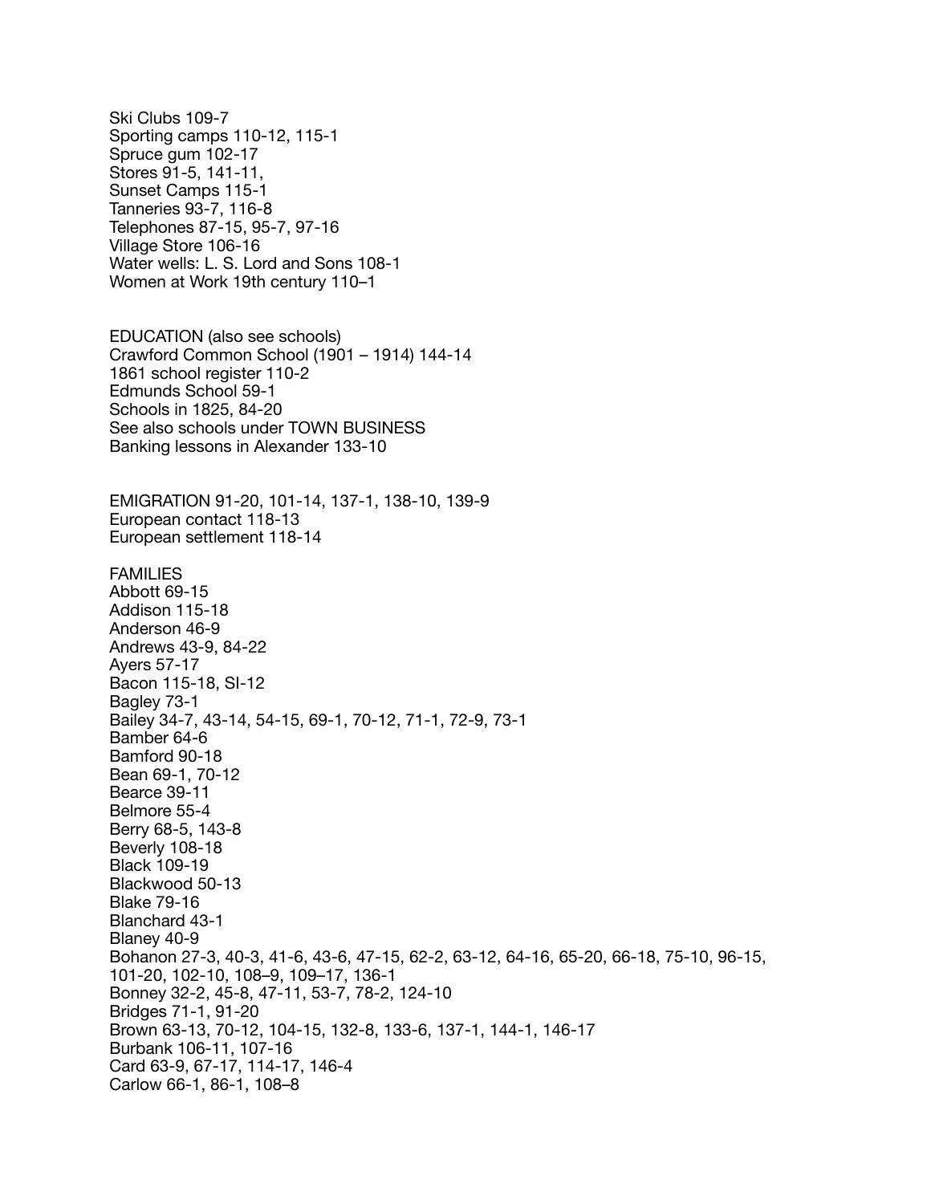Ski Clubs 109-7
Sporting camps 110-12, 115-1
Spruce gum 102-17
Stores 91-5, 141-11,
Sunset Camps 115-1
Tanneries 93-7, 116-8
Telephones 87-15, 95-7, 97-16
Village Store 106-16
Water wells: L. S. Lord and Sons 108-1
Women at Work 19th century 110–1

EDUCATION (also see schools)
Crawford Common School (1901 – 1914) 144-14
1861 school register 110-2
Edmunds School 59-1
Schools in 1825, 84-20
See also schools under TOWN BUSINESS
Banking lessons in Alexander 133-10

EMIGRATION 91-20, 101-14, 137-1, 138-10, 139-9
European contact 118-13
European settlement 118-14

FAMILIES
Abbott 69-15
Addison 115-18
Anderson 46-9
Andrews 43-9, 84-22
Ayers 57-17
Bacon 115-18, SI-12
Bagley 73-1
Bailey 34-7, 43-14, 54-15, 69-1, 70-12, 71-1, 72-9, 73-1
Bamber 64-6
Bamford 90-18
Bean 69-1, 70-12
Bearce 39-11
Belmore 55-4
Berry 68-5, 143-8
Beverly 108-18
Black 109-19
Blackwood 50-13
Blake 79-16
Blanchard 43-1
Blaney 40-9
Bohanon 27-3, 40-3, 41-6, 43-6, 47-15, 62-2, 63-12, 64-16, 65-20, 66-18, 75-10, 96-15, 101-20, 102-10, 108–9, 109–17, 136-1
Bonney 32-2, 45-8, 47-11, 53-7, 78-2, 124-10
Bridges 71-1, 91-20
Brown 63-13, 70-12, 104-15, 132-8, 133-6, 137-1, 144-1, 146-17
Burbank 106-11, 107-16
Card 63-9, 67-17, 114-17, 146-4
Carlow 66-1, 86-1, 108–8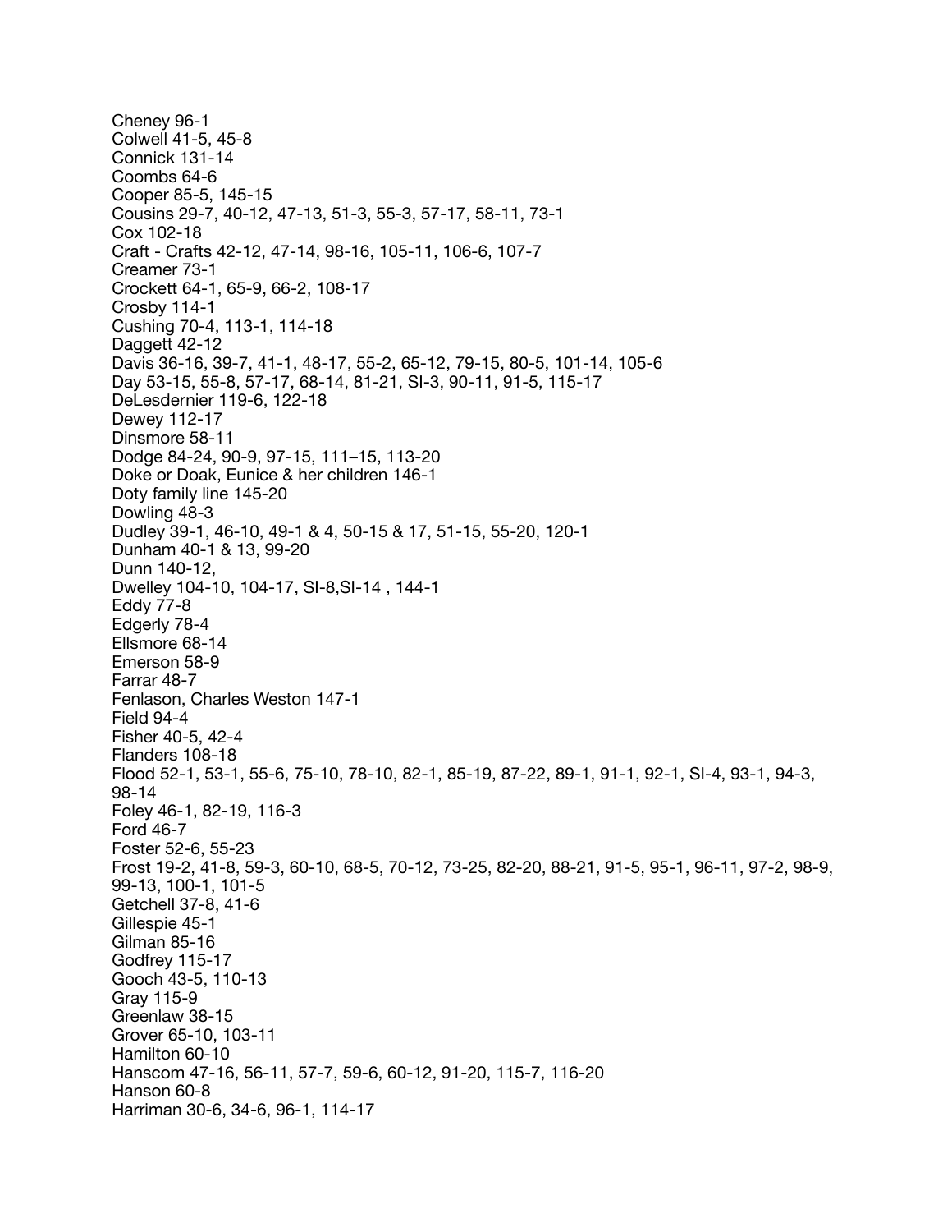Cheney 96-1
Colwell 41-5, 45-8
Connick 131-14
Coombs 64-6
Cooper 85-5, 145-15
Cousins 29-7, 40-12, 47-13, 51-3, 55-3, 57-17, 58-11, 73-1
Cox 102-18
Craft - Crafts 42-12, 47-14, 98-16, 105-11, 106-6, 107-7
Creamer 73-1
Crockett 64-1, 65-9, 66-2, 108-17
Crosby 114-1
Cushing 70-4, 113-1, 114-18
Daggett 42-12
Davis 36-16, 39-7, 41-1, 48-17, 55-2, 65-12, 79-15, 80-5, 101-14, 105-6
Day 53-15, 55-8, 57-17, 68-14, 81-21, SI-3, 90-11, 91-5, 115-17
DeLesdernier 119-6, 122-18
Dewey 112-17
Dinsmore 58-11
Dodge 84-24, 90-9, 97-15, 111–15, 113-20
Doke or Doak, Eunice & her children 146-1
Doty family line 145-20
Dowling 48-3
Dudley 39-1, 46-10, 49-1 & 4, 50-15 & 17, 51-15, 55-20, 120-1
Dunham 40-1 & 13, 99-20
Dunn 140-12,
Dwelley 104-10, 104-17, SI-8,SI-14 , 144-1
Eddy 77-8
Edgerly 78-4
Ellsmore 68-14
Emerson 58-9
Farrar 48-7
Fenlason, Charles Weston 147-1
Field 94-4
Fisher 40-5, 42-4
Flanders 108-18
Flood 52-1, 53-1, 55-6, 75-10, 78-10, 82-1, 85-19, 87-22, 89-1, 91-1, 92-1, SI-4, 93-1, 94-3, 98-14
Foley 46-1, 82-19, 116-3
Ford 46-7
Foster 52-6, 55-23
Frost 19-2, 41-8, 59-3, 60-10, 68-5, 70-12, 73-25, 82-20, 88-21, 91-5, 95-1, 96-11, 97-2, 98-9, 99-13, 100-1, 101-5
Getchell 37-8, 41-6
Gillespie 45-1
Gilman 85-16
Godfrey 115-17
Gooch 43-5, 110-13
Gray 115-9
Greenlaw 38-15
Grover 65-10, 103-11
Hamilton 60-10
Hanscom 47-16, 56-11, 57-7, 59-6, 60-12, 91-20, 115-7, 116-20
Hanson 60-8
Harriman 30-6, 34-6, 96-1, 114-17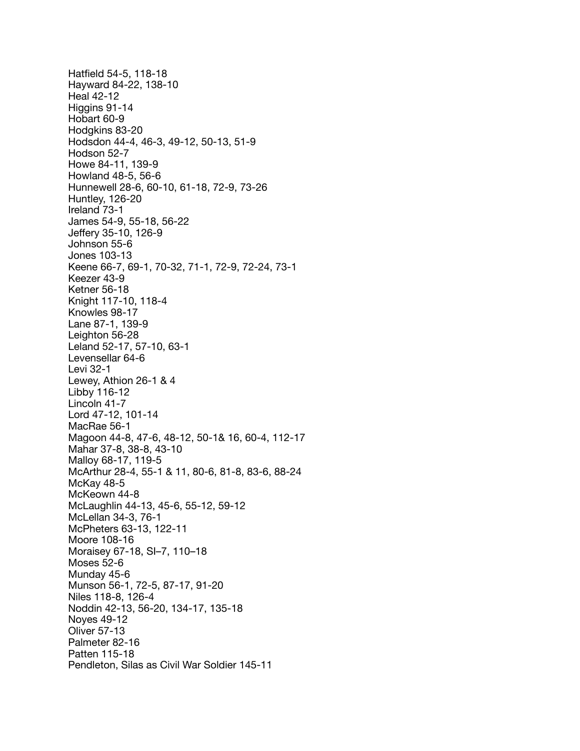Hatfield 54-5, 118-18
Hayward 84-22, 138-10
Heal 42-12
Higgins 91-14
Hobart 60-9
Hodgkins 83-20
Hodsdon 44-4, 46-3, 49-12, 50-13, 51-9
Hodson 52-7
Howe 84-11, 139-9
Howland 48-5, 56-6
Hunnewell 28-6, 60-10, 61-18, 72-9, 73-26
Huntley, 126-20
Ireland 73-1
James 54-9, 55-18, 56-22
Jeffery 35-10, 126-9
Johnson 55-6
Jones 103-13
Keene 66-7, 69-1, 70-32, 71-1, 72-9, 72-24, 73-1
Keezer 43-9
Ketner 56-18
Knight 117-10, 118-4
Knowles 98-17
Lane 87-1, 139-9
Leighton 56-28
Leland 52-17, 57-10, 63-1
Levensellar 64-6
Levi 32-1
Lewey, Athion 26-1 & 4
Libby 116-12
Lincoln 41-7
Lord 47-12, 101-14
MacRae 56-1
Magoon 44-8, 47-6, 48-12, 50-1& 16, 60-4, 112-17
Mahar 37-8, 38-8, 43-10
Malloy 68-17, 119-5
McArthur 28-4, 55-1 & 11, 80-6, 81-8, 83-6, 88-24
McKay 48-5
McKeown 44-8
McLaughlin 44-13, 45-6, 55-12, 59-12
McLellan 34-3, 76-1
McPheters 63-13, 122-11
Moore 108-16
Moraisey 67-18, SI–7, 110–18
Moses 52-6
Munday 45-6
Munson 56-1, 72-5, 87-17, 91-20
Niles 118-8, 126-4
Noddin 42-13, 56-20, 134-17, 135-18
Noyes 49-12
Oliver 57-13
Palmeter 82-16
Patten 115-18
Pendleton, Silas as Civil War Soldier 145-11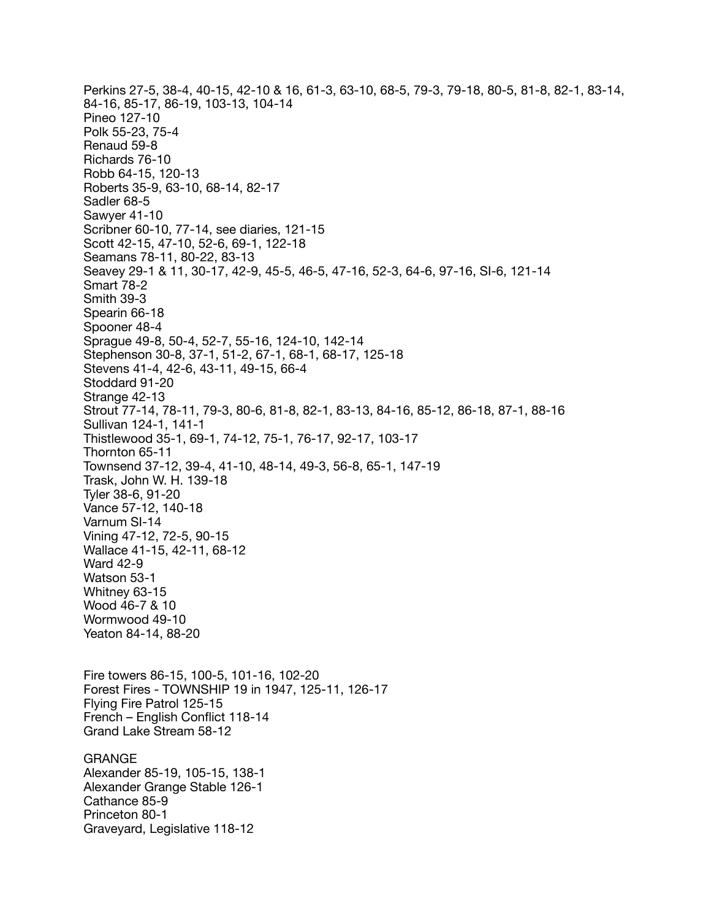Perkins 27-5, 38-4, 40-15, 42-10 & 16, 61-3, 63-10, 68-5, 79-3, 79-18, 80-5, 81-8, 82-1, 83-14, 84-16, 85-17, 86-19, 103-13, 104-14
Pineo 127-10
Polk 55-23, 75-4
Renaud 59-8
Richards 76-10
Robb 64-15, 120-13
Roberts 35-9, 63-10, 68-14, 82-17
Sadler 68-5
Sawyer 41-10
Scribner 60-10, 77-14, see diaries, 121-15
Scott 42-15, 47-10, 52-6, 69-1, 122-18
Seamans 78-11, 80-22, 83-13
Seavey 29-1 & 11, 30-17, 42-9, 45-5, 46-5, 47-16, 52-3, 64-6, 97-16, SI-6, 121-14
Smart 78-2
Smith 39-3
Spearin 66-18
Spooner 48-4
Sprague 49-8, 50-4, 52-7, 55-16, 124-10, 142-14
Stephenson 30-8, 37-1, 51-2, 67-1, 68-1, 68-17, 125-18
Stevens 41-4, 42-6, 43-11, 49-15, 66-4
Stoddard 91-20
Strange 42-13
Strout 77-14, 78-11, 79-3, 80-6, 81-8, 82-1, 83-13, 84-16, 85-12, 86-18, 87-1, 88-16
Sullivan 124-1, 141-1
Thistlewood 35-1, 69-1, 74-12, 75-1, 76-17, 92-17, 103-17
Thornton 65-11
Townsend 37-12, 39-4, 41-10, 48-14, 49-3, 56-8, 65-1, 147-19
Trask, John W. H. 139-18
Tyler 38-6, 91-20
Vance 57-12, 140-18
Varnum SI-14
Vining 47-12, 72-5, 90-15
Wallace 41-15, 42-11, 68-12
Ward 42-9
Watson 53-1
Whitney 63-15
Wood 46-7 & 10
Wormwood 49-10
Yeaton 84-14, 88-20

Fire towers 86-15, 100-5, 101-16, 102-20
Forest Fires - TOWNSHIP 19 in 1947, 125-11, 126-17
Flying Fire Patrol 125-15
French – English Conflict 118-14
Grand Lake Stream 58-12

GRANGE
Alexander 85-19, 105-15, 138-1
Alexander Grange Stable 126-1
Cathance 85-9
Princeton 80-1
Graveyard, Legislative 118-12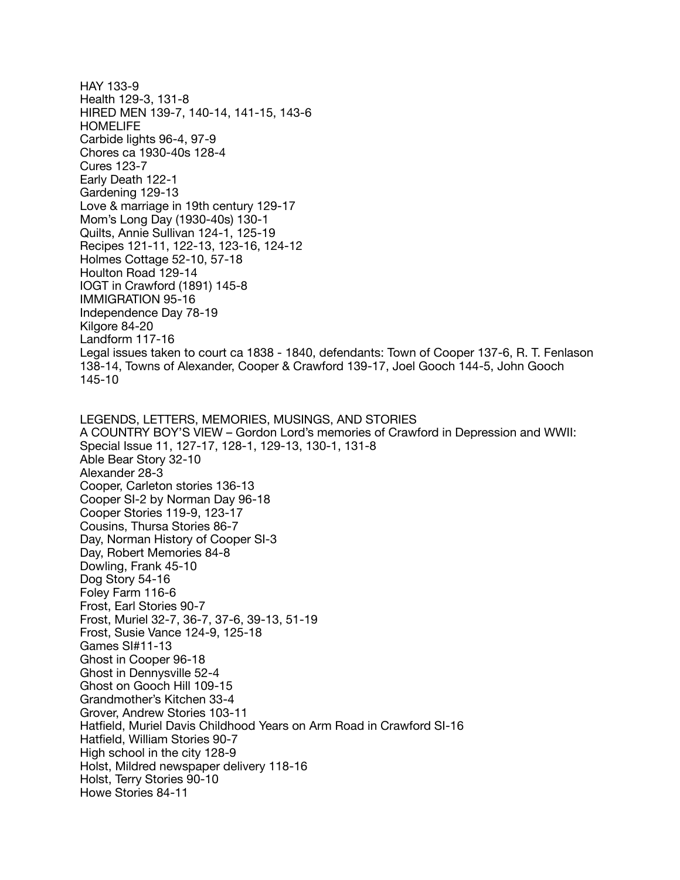HAY 133-9
Health 129-3, 131-8
HIRED MEN 139-7, 140-14, 141-15, 143-6
HOMELIFE
Carbide lights 96-4, 97-9
Chores ca 1930-40s 128-4
Cures 123-7
Early Death 122-1
Gardening 129-13
Love & marriage in 19th century 129-17
Mom's Long Day (1930-40s) 130-1
Quilts, Annie Sullivan 124-1, 125-19
Recipes 121-11, 122-13, 123-16, 124-12
Holmes Cottage 52-10, 57-18
Houlton Road 129-14
IOGT in Crawford (1891) 145-8
IMMIGRATION 95-16
Independence Day 78-19
Kilgore 84-20
Landform 117-16
Legal issues taken to court ca 1838 - 1840, defendants: Town of Cooper 137-6, R. T. Fenlason 138-14, Towns of Alexander, Cooper & Crawford 139-17, Joel Gooch 144-5, John Gooch 145-10

LEGENDS, LETTERS, MEMORIES, MUSINGS, AND STORIES
A COUNTRY BOY'S VIEW – Gordon Lord's memories of Crawford in Depression and WWII: Special Issue 11, 127-17, 128-1, 129-13, 130-1, 131-8
Able Bear Story 32-10
Alexander 28-3
Cooper, Carleton stories 136-13
Cooper SI-2 by Norman Day 96-18
Cooper Stories 119-9, 123-17
Cousins, Thursa Stories 86-7
Day, Norman History of Cooper SI-3
Day, Robert Memories 84-8
Dowling, Frank 45-10
Dog Story 54-16
Foley Farm 116-6
Frost, Earl Stories 90-7
Frost, Muriel 32-7, 36-7, 37-6, 39-13, 51-19
Frost, Susie Vance 124-9, 125-18
Games SI#11-13
Ghost in Cooper 96-18
Ghost in Dennysville 52-4
Ghost on Gooch Hill 109-15
Grandmother's Kitchen 33-4
Grover, Andrew Stories 103-11
Hatfield, Muriel Davis Childhood Years on Arm Road in Crawford SI-16
Hatfield, William Stories 90-7
High school in the city 128-9
Holst, Mildred newspaper delivery 118-16
Holst, Terry Stories 90-10
Howe Stories 84-11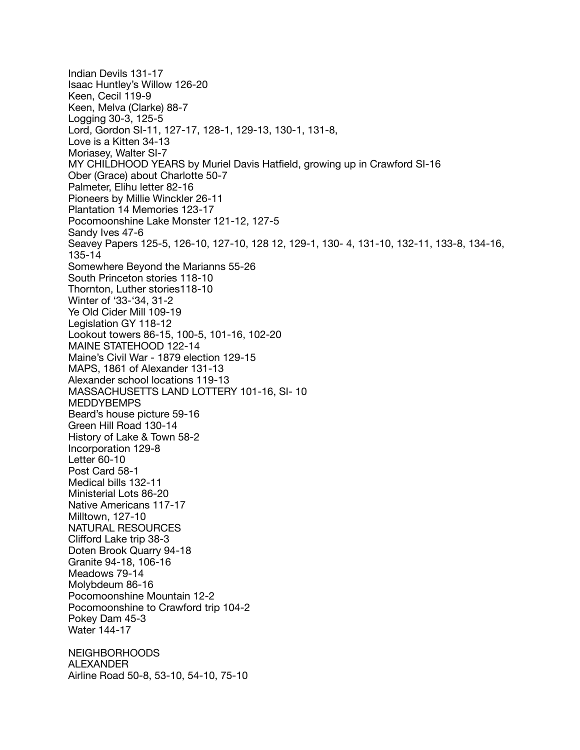Indian Devils 131-17
Isaac Huntley's Willow 126-20
Keen, Cecil 119-9
Keen, Melva (Clarke) 88-7
Logging 30-3, 125-5
Lord, Gordon SI-11, 127-17, 128-1, 129-13, 130-1, 131-8,
Love is a Kitten 34-13
Moriasey, Walter SI-7
MY CHILDHOOD YEARS by Muriel Davis Hatfield, growing up in Crawford SI-16
Ober (Grace) about Charlotte 50-7
Palmeter, Elihu letter 82-16
Pioneers by Millie Winckler 26-11
Plantation 14 Memories 123-17
Pocomoonshine Lake Monster 121-12, 127-5
Sandy Ives 47-6
Seavey Papers 125-5, 126-10, 127-10, 128 12, 129-1, 130- 4, 131-10, 132-11, 133-8, 134-16, 135-14
Somewhere Beyond the Marianns 55-26
South Princeton stories 118-10
Thornton, Luther stories118-10
Winter of '33-'34, 31-2
Ye Old Cider Mill 109-19
Legislation GY 118-12
Lookout towers 86-15, 100-5, 101-16, 102-20
MAINE STATEHOOD 122-14
Maine's Civil War - 1879 election 129-15
MAPS, 1861 of Alexander 131-13
Alexander school locations 119-13
MASSACHUSETTS LAND LOTTERY 101-16, SI- 10
MEDDYBEMPS
Beard's house picture 59-16
Green Hill Road 130-14
History of Lake & Town 58-2
Incorporation 129-8
Letter 60-10
Post Card 58-1
Medical bills 132-11
Ministerial Lots 86-20
Native Americans 117-17
Milltown, 127-10
NATURAL RESOURCES
Clifford Lake trip 38-3
Doten Brook Quarry 94-18
Granite 94-18, 106-16
Meadows 79-14
Molybdeum 86-16
Pocomoonshine Mountain 12-2
Pocomoonshine to Crawford trip 104-2
Pokey Dam 45-3
Water 144-17

NEIGHBORHOODS
ALEXANDER
Airline Road 50-8, 53-10, 54-10, 75-10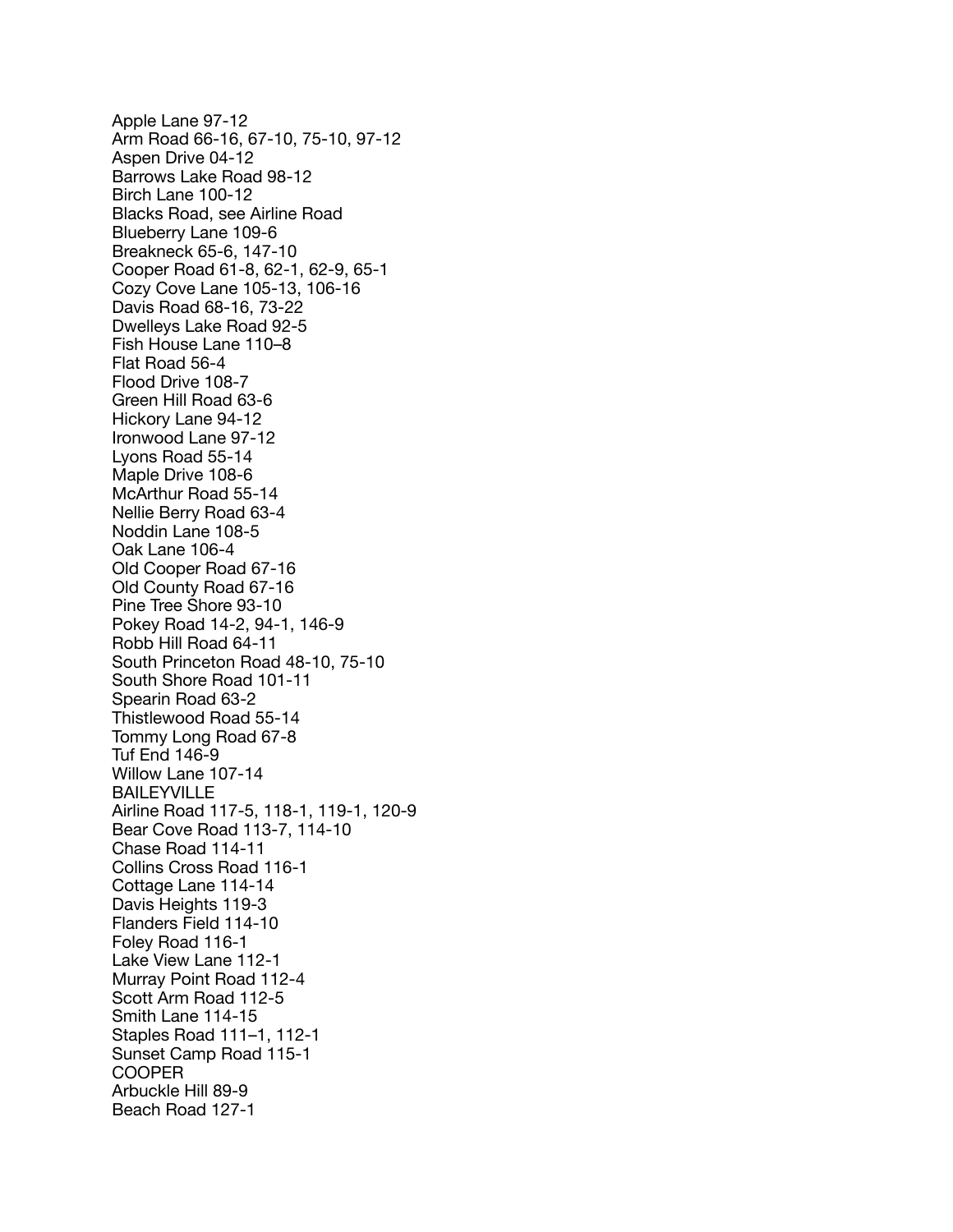Apple Lane 97-12
Arm Road 66-16, 67-10, 75-10, 97-12
Aspen Drive 04-12
Barrows Lake Road 98-12
Birch Lane 100-12
Blacks Road, see Airline Road
Blueberry Lane 109-6
Breakneck 65-6, 147-10
Cooper Road 61-8, 62-1, 62-9, 65-1
Cozy Cove Lane 105-13, 106-16
Davis Road 68-16, 73-22
Dwelleys Lake Road 92-5
Fish House Lane 110–8
Flat Road 56-4
Flood Drive 108-7
Green Hill Road 63-6
Hickory Lane 94-12
Ironwood Lane 97-12
Lyons Road 55-14
Maple Drive 108-6
McArthur Road 55-14
Nellie Berry Road 63-4
Noddin Lane 108-5
Oak Lane 106-4
Old Cooper Road 67-16
Old County Road 67-16
Pine Tree Shore 93-10
Pokey Road 14-2, 94-1, 146-9
Robb Hill Road 64-11
South Princeton Road 48-10, 75-10
South Shore Road 101-11
Spearin Road 63-2
Thistlewood Road 55-14
Tommy Long Road 67-8
Tuf End 146-9
Willow Lane 107-14

BAILEYVILLE

Airline Road 117-5, 118-1, 119-1, 120-9
Bear Cove Road 113-7, 114-10
Chase Road 114-11
Collins Cross Road 116-1
Cottage Lane 114-14
Davis Heights 119-3
Flanders Field 114-10
Foley Road 116-1
Lake View Lane 112-1
Murray Point Road 112-4
Scott Arm Road 112-5
Smith Lane 114-15
Staples Road 111–1, 112-1
Sunset Camp Road 115-1

COOPER

Arbuckle Hill 89-9
Beach Road 127-1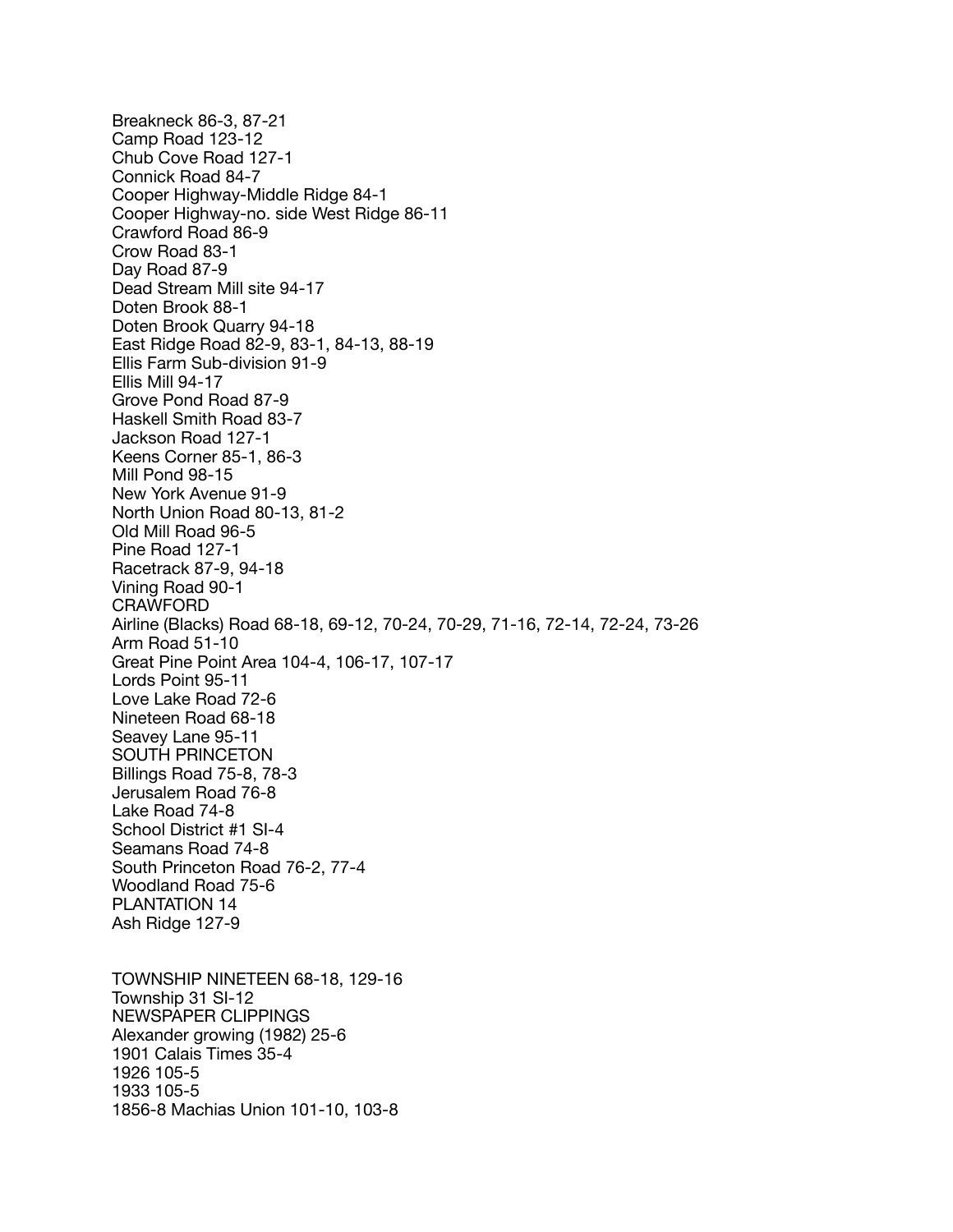Breakneck 86-3, 87-21
Camp Road 123-12
Chub Cove Road 127-1
Connick Road 84-7
Cooper Highway-Middle Ridge 84-1
Cooper Highway-no. side West Ridge 86-11
Crawford Road 86-9
Crow Road 83-1
Day Road 87-9
Dead Stream Mill site 94-17
Doten Brook 88-1
Doten Brook Quarry 94-18
East Ridge Road 82-9, 83-1, 84-13, 88-19
Ellis Farm Sub-division 91-9
Ellis Mill 94-17
Grove Pond Road 87-9
Haskell Smith Road 83-7
Jackson Road 127-1
Keens Corner 85-1, 86-3
Mill Pond 98-15
New York Avenue 91-9
North Union Road 80-13, 81-2
Old Mill Road 96-5
Pine Road 127-1
Racetrack 87-9, 94-18
Vining Road 90-1

CRAWFORD

Airline (Blacks) Road 68-18, 69-12, 70-24, 70-29, 71-16, 72-14, 72-24, 73-26
Arm Road 51-10
Great Pine Point Area 104-4, 106-17, 107-17
Lords Point 95-11
Love Lake Road 72-6
Nineteen Road 68-18
Seavey Lane 95-11

SOUTH PRINCETON

Billings Road 75-8, 78-3
Jerusalem Road 76-8
Lake Road 74-8
School District #1 SI-4
Seamans Road 74-8
South Princeton Road 76-2, 77-4
Woodland Road 75-6

PLANTATION 14

Ash Ridge 127-9

TOWNSHIP NINETEEN 68-18, 129-16
Township 31 SI-12

NEWSPAPER CLIPPINGS

Alexander growing (1982) 25-6
1901 Calais Times 35-4
1926 105-5
1933 105-5
1856-8 Machias Union 101-10, 103-8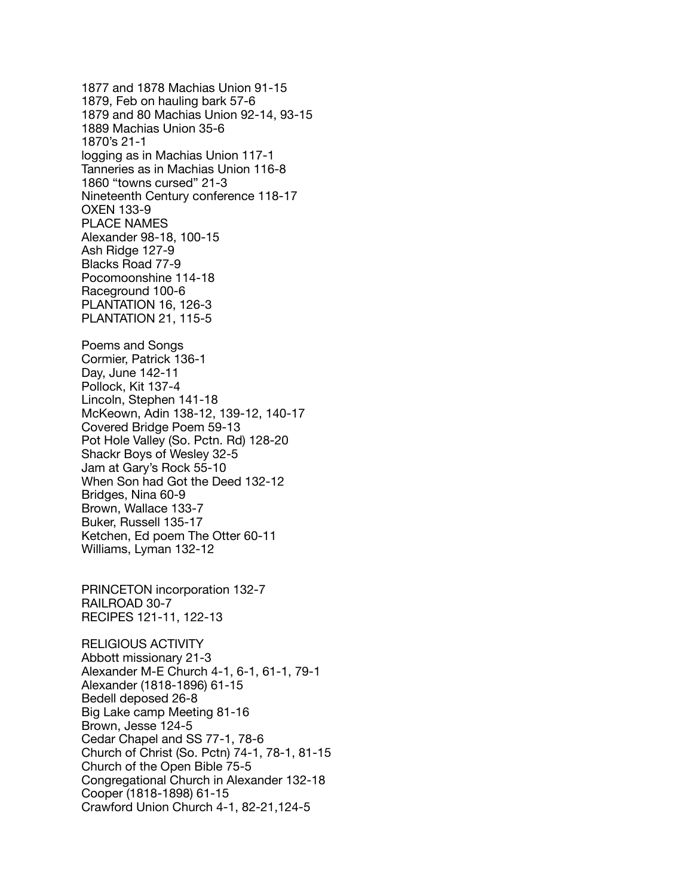1877 and 1878 Machias Union 91-15
1879, Feb on hauling bark 57-6
1879 and 80 Machias Union 92-14, 93-15
1889 Machias Union 35-6
1870's 21-1
logging as in Machias Union 117-1
Tanneries as in Machias Union 116-8
1860 "towns cursed" 21-3
Nineteenth Century conference 118-17
OXEN 133-9
PLACE NAMES
Alexander 98-18, 100-15
Ash Ridge 127-9
Blacks Road 77-9
Pocomoonshine 114-18
Raceground 100-6
PLANTATION 16, 126-3
PLANTATION 21, 115-5

Poems and Songs
Cormier, Patrick 136-1
Day, June 142-11
Pollock, Kit 137-4
Lincoln, Stephen 141-18
McKeown, Adin 138-12, 139-12, 140-17
Covered Bridge Poem 59-13
Pot Hole Valley (So. Pctn. Rd) 128-20
Shackr Boys of Wesley 32-5
Jam at Gary's Rock 55-10
When Son had Got the Deed 132-12
Bridges, Nina 60-9
Brown, Wallace 133-7
Buker, Russell 135-17
Ketchen, Ed poem The Otter 60-11
Williams, Lyman 132-12

PRINCETON incorporation 132-7
RAILROAD 30-7
RECIPES 121-11, 122-13

RELIGIOUS ACTIVITY
Abbott missionary 21-3
Alexander M-E Church 4-1, 6-1, 61-1, 79-1
Alexander (1818-1896) 61-15
Bedell deposed 26-8
Big Lake camp Meeting 81-16
Brown, Jesse 124-5
Cedar Chapel and SS 77-1, 78-6
Church of Christ (So. Pctn) 74-1, 78-1, 81-15
Church of the Open Bible 75-5
Congregational Church in Alexander 132-18
Cooper (1818-1898) 61-15
Crawford Union Church 4-1, 82-21,124-5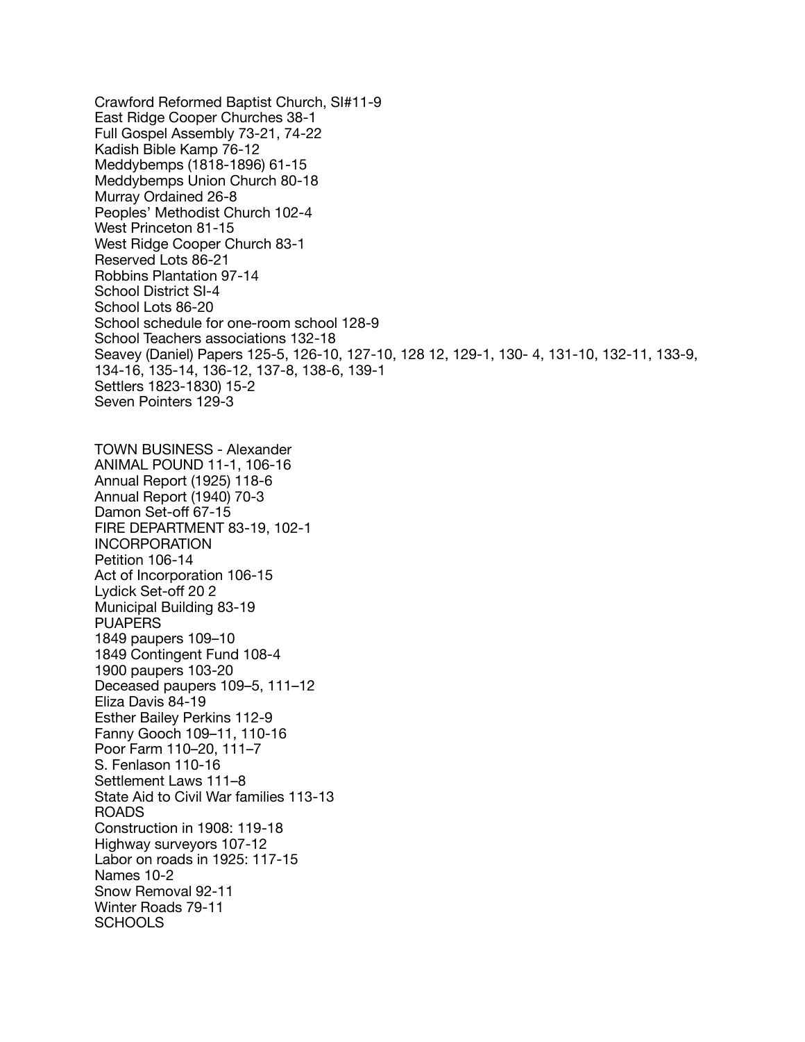Crawford Reformed Baptist Church, SI#11-9
East Ridge Cooper Churches 38-1
Full Gospel Assembly 73-21, 74-22
Kadish Bible Kamp 76-12
Meddybemps (1818-1896) 61-15
Meddybemps Union Church 80-18
Murray Ordained 26-8
Peoples' Methodist Church 102-4
West Princeton 81-15
West Ridge Cooper Church 83-1
Reserved Lots 86-21
Robbins Plantation 97-14
School District SI-4
School Lots 86-20
School schedule for one-room school 128-9
School Teachers associations 132-18
Seavey (Daniel) Papers 125-5, 126-10, 127-10, 128 12, 129-1, 130- 4, 131-10, 132-11, 133-9, 134-16, 135-14, 136-12, 137-8, 138-6, 139-1
Settlers 1823-1830) 15-2
Seven Pointers 129-3

TOWN BUSINESS - Alexander
ANIMAL POUND 11-1, 106-16
Annual Report (1925) 118-6
Annual Report (1940) 70-3
Damon Set-off 67-15
FIRE DEPARTMENT 83-19, 102-1
INCORPORATION
Petition 106-14
Act of Incorporation 106-15
Lydick Set-off 20 2
Municipal Building 83-19
PUAPERS
1849 paupers 109–10
1849 Contingent Fund 108-4
1900 paupers 103-20
Deceased paupers 109–5, 111–12
Eliza Davis 84-19
Esther Bailey Perkins 112-9
Fanny Gooch 109–11, 110-16
Poor Farm 110–20, 111–7
S. Fenlason 110-16
Settlement Laws 111–8
State Aid to Civil War families 113-13
ROADS
Construction in 1908: 119-18
Highway surveyors 107-12
Labor on roads in 1925: 117-15
Names 10-2
Snow Removal 92-11
Winter Roads 79-11
SCHOOLS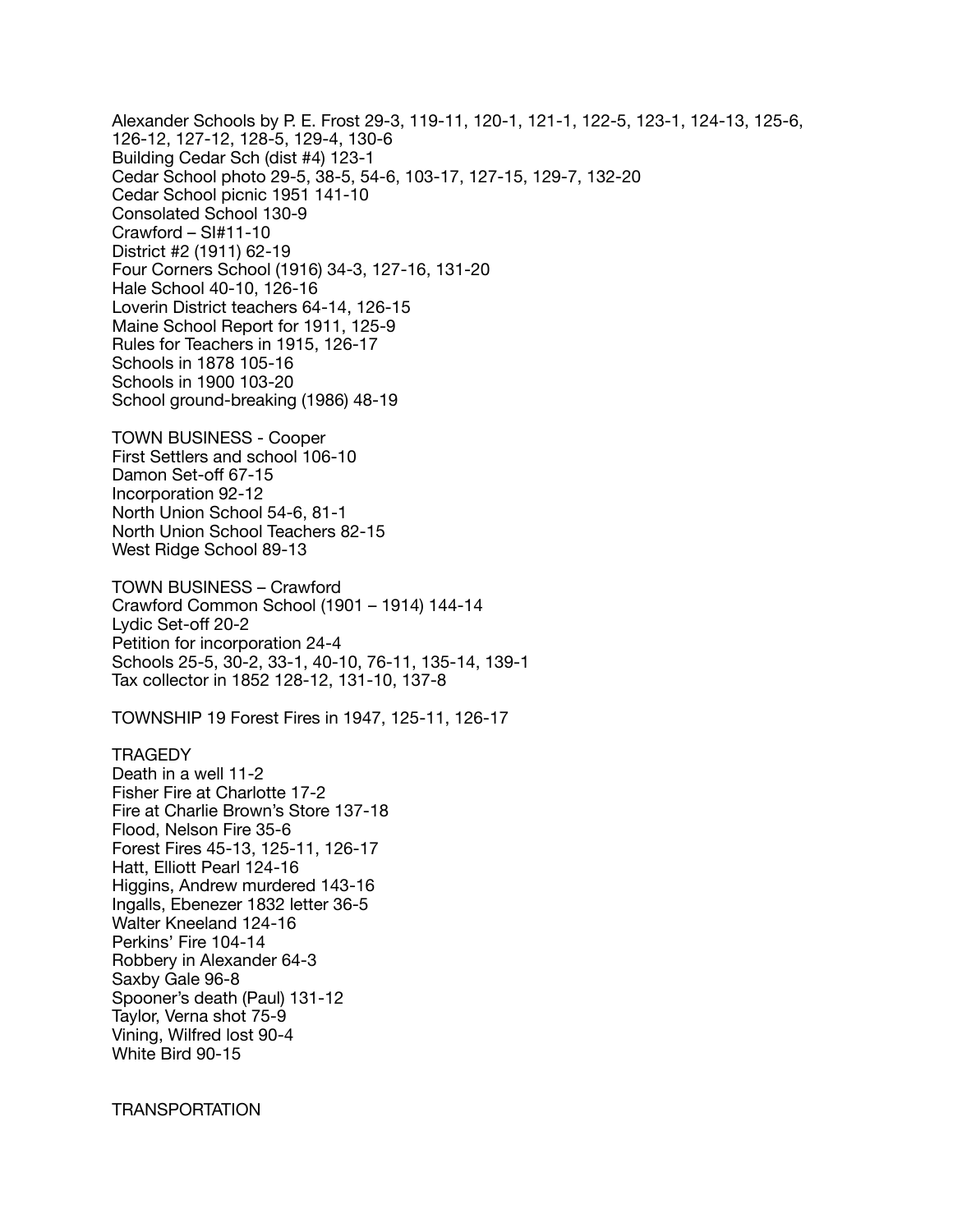Alexander Schools by P. E. Frost 29-3, 119-11, 120-1, 121-1, 122-5, 123-1, 124-13, 125-6, 126-12, 127-12, 128-5, 129-4, 130-6
Building Cedar Sch (dist #4) 123-1
Cedar School photo 29-5, 38-5, 54-6, 103-17, 127-15, 129-7, 132-20
Cedar School picnic 1951 141-10
Consolated School 130-9
Crawford – SI#11-10
District #2 (1911) 62-19
Four Corners School (1916) 34-3, 127-16, 131-20
Hale School 40-10, 126-16
Loverin District teachers 64-14, 126-15
Maine School Report for 1911, 125-9
Rules for Teachers in 1915, 126-17
Schools in 1878 105-16
Schools in 1900 103-20
School ground-breaking (1986) 48-19

TOWN BUSINESS - Cooper
First Settlers and school 106-10
Damon Set-off 67-15
Incorporation 92-12
North Union School 54-6, 81-1
North Union School Teachers 82-15
West Ridge School 89-13

TOWN BUSINESS – Crawford
Crawford Common School (1901 – 1914) 144-14
Lydic Set-off 20-2
Petition for incorporation 24-4
Schools 25-5, 30-2, 33-1, 40-10, 76-11, 135-14, 139-1
Tax collector in 1852 128-12, 131-10, 137-8

TOWNSHIP 19 Forest Fires in 1947, 125-11, 126-17

TRAGEDY
Death in a well 11-2
Fisher Fire at Charlotte 17-2
Fire at Charlie Brown's Store 137-18
Flood, Nelson Fire 35-6
Forest Fires 45-13, 125-11, 126-17
Hatt, Elliott Pearl 124-16
Higgins, Andrew murdered 143-16
Ingalls, Ebenezer 1832 letter 36-5
Walter Kneeland 124-16
Perkins' Fire 104-14
Robbery in Alexander 64-3
Saxby Gale 96-8
Spooner's death (Paul) 131-12
Taylor, Verna shot 75-9
Vining, Wilfred lost 90-4
White Bird 90-15

TRANSPORTATION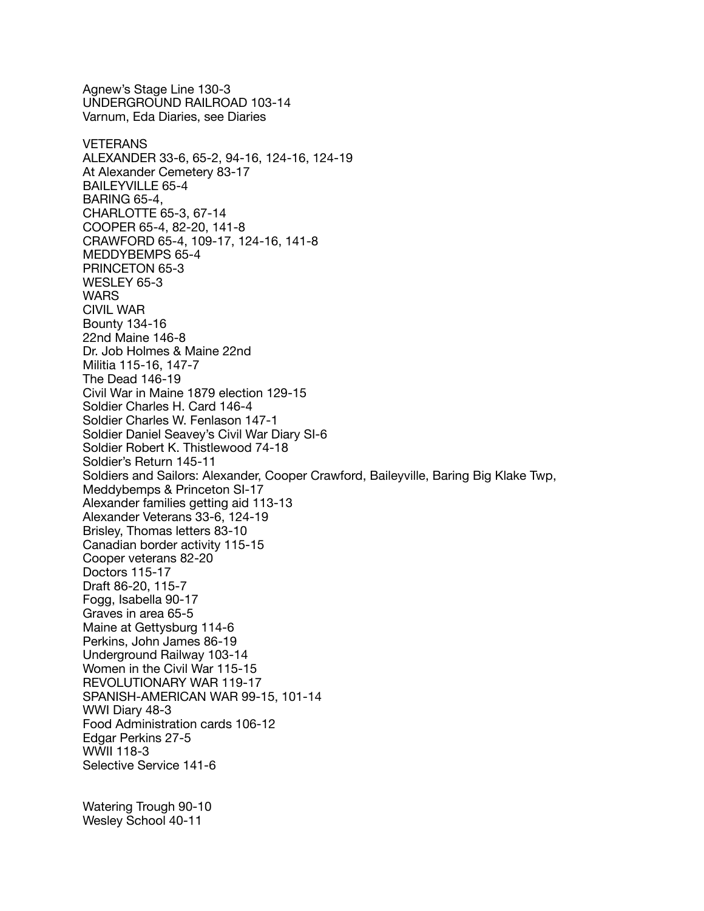Agnew's Stage Line 130-3
UNDERGROUND RAILROAD 103-14
Varnum, Eda Diaries, see Diaries

VETERANS
ALEXANDER 33-6, 65-2, 94-16, 124-16, 124-19
At Alexander Cemetery 83-17
BAILEYVILLE 65-4
BARING 65-4,
CHARLOTTE 65-3, 67-14
COOPER 65-4, 82-20, 141-8
CRAWFORD 65-4, 109-17, 124-16, 141-8
MEDDYBEMPS 65-4
PRINCETON 65-3
WESLEY 65-3
WARS
CIVIL WAR
Bounty 134-16
22nd Maine 146-8
Dr. Job Holmes & Maine 22nd
Militia 115-16, 147-7
The Dead 146-19
Civil War in Maine 1879 election 129-15
Soldier Charles H. Card 146-4
Soldier Charles W. Fenlason 147-1
Soldier Daniel Seavey's Civil War Diary SI-6
Soldier Robert K. Thistlewood 74-18
Soldier's Return 145-11
Soldiers and Sailors: Alexander, Cooper Crawford, Baileyville, Baring Big Klake Twp, Meddybemps & Princeton SI-17
Alexander families getting aid 113-13
Alexander Veterans 33-6, 124-19
Brisley, Thomas letters 83-10
Canadian border activity 115-15
Cooper veterans 82-20
Doctors 115-17
Draft 86-20, 115-7
Fogg, Isabella 90-17
Graves in area 65-5
Maine at Gettysburg 114-6
Perkins, John James 86-19
Underground Railway 103-14
Women in the Civil War 115-15
REVOLUTIONARY WAR 119-17
SPANISH-AMERICAN WAR 99-15, 101-14
WWI Diary 48-3
Food Administration cards 106-12
Edgar Perkins 27-5
WWII 118-3
Selective Service 141-6

Watering Trough 90-10
Wesley School 40-11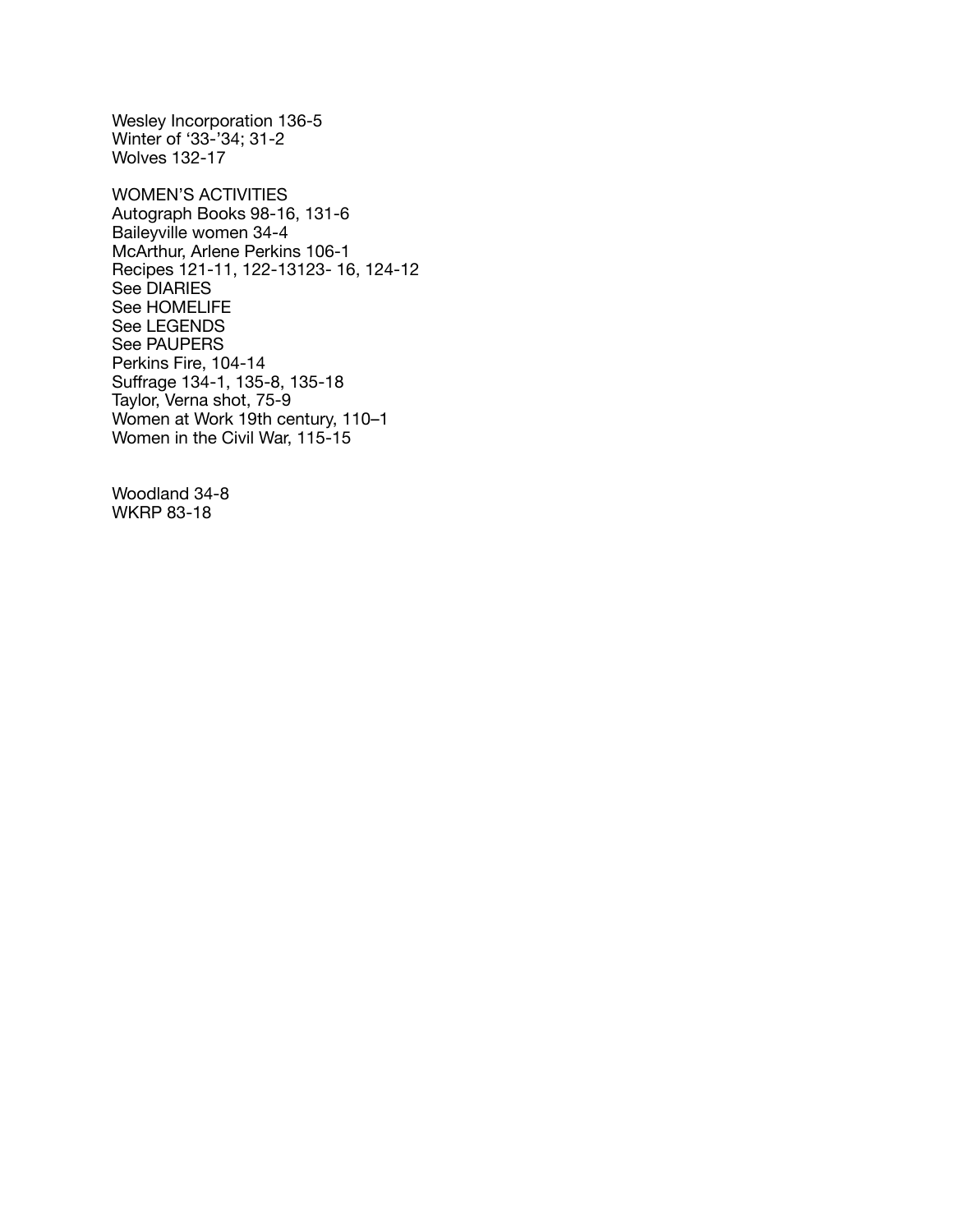Wesley Incorporation 136-5
Winter of '33-'34; 31-2
Wolves 132-17

WOMEN'S ACTIVITIES
Autograph Books 98-16, 131-6
Baileyville women 34-4
McArthur, Arlene Perkins 106-1
Recipes 121-11, 122-13123- 16, 124-12
See DIARIES
See HOMELIFE
See LEGENDS
See PAUPERS
Perkins Fire, 104-14
Suffrage 134-1, 135-8, 135-18
Taylor, Verna shot, 75-9
Women at Work 19th century, 110–1
Women in the Civil War, 115-15

Woodland 34-8
WKRP 83-18